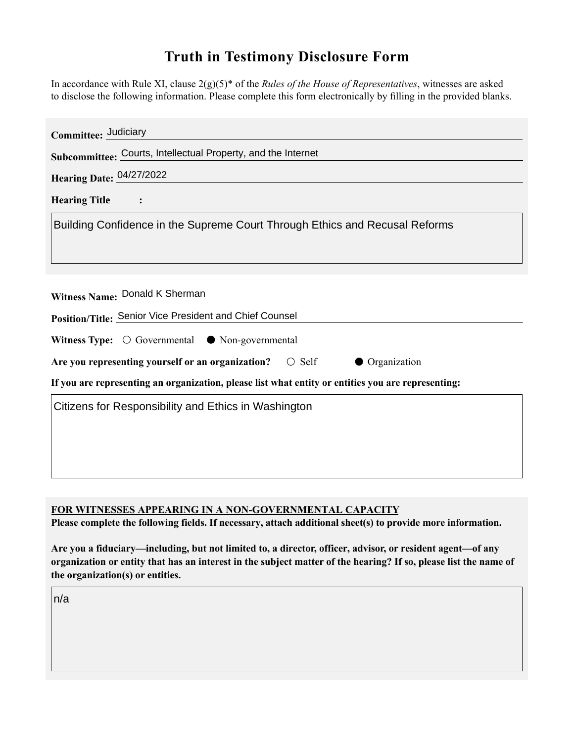# Truth in Testimony Disclosure Form

In accordance with Rule XI, clause 2(g)(5)* of the *Rules of the House of Representatives*, witnesses are asked to disclose the following information. Please complete this form electronically by filling in the provided blanks.

**Committee:** Judiciary

**Subcommittee:** Courts, Intellectual Property, and the Internet

**Hearing Date:** 04/27/2022

**Hearing Title:**

Building Confidence in the Supreme Court Through Ethics and Recusal Reforms

**Witness Name:** Donald K Sherman

**Position/Title:** Senior Vice President and Chief Counsel

**Witness Type:** ○ Governmental ● Non-governmental

**Are you representing yourself or an organization?** ○ Self ● Organization

**If you are representing an organization, please list what entity or entities you are representing:**

Citizens for Responsibility and Ethics in Washington

**FOR WITNESSES APPEARING IN A NON-GOVERNMENTAL CAPACITY**

**Please complete the following fields. If necessary, attach additional sheet(s) to provide more information.**

**Are you a fiduciary—including, but not limited to, a director, officer, advisor, or resident agent—of any organization or entity that has an interest in the subject matter of the hearing? If so, please list the name of the organization(s) or entities.**

n/a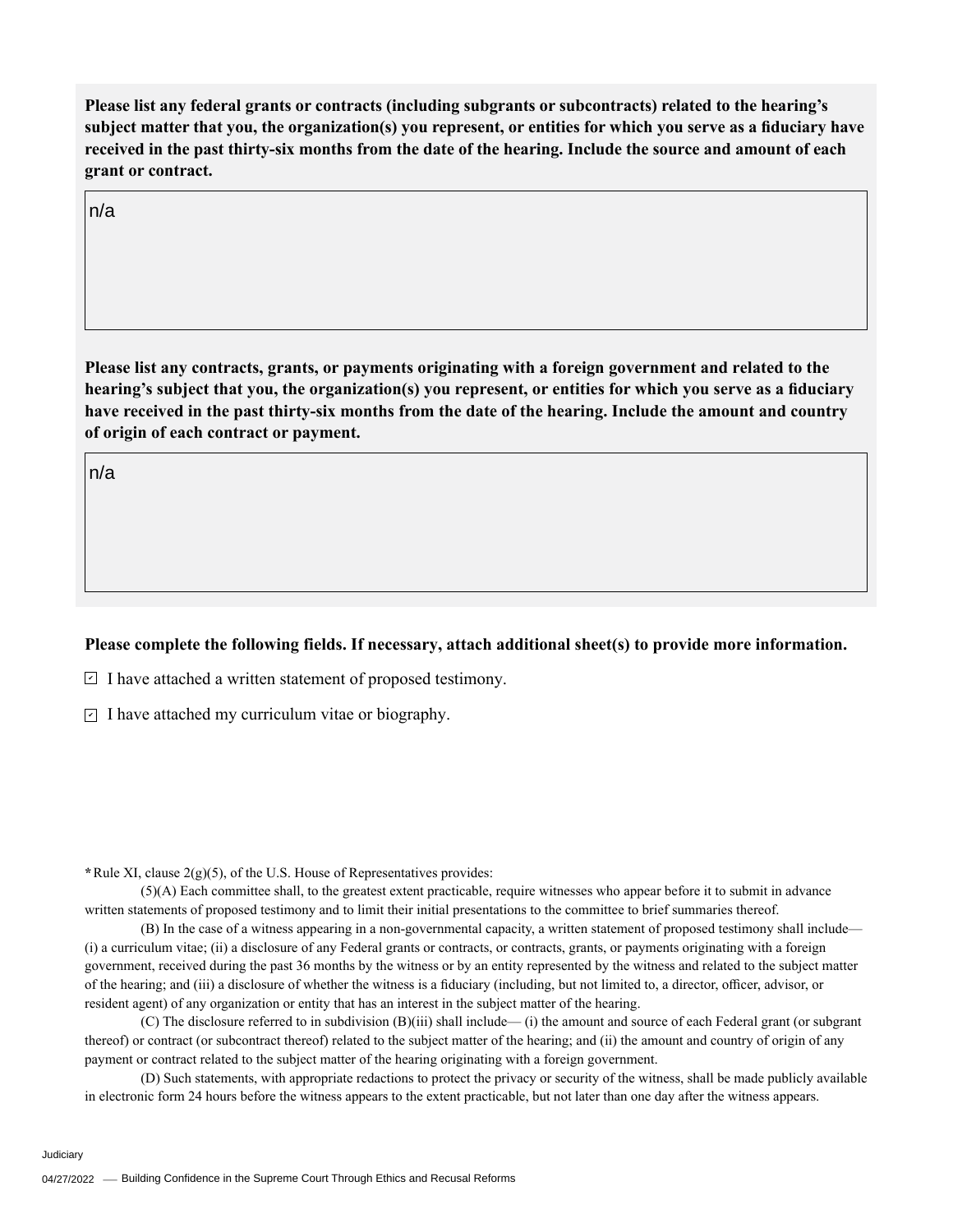**Please list any federal grants or contracts (including subgrants or subcontracts) related to the hearing's subject matter that you, the organization(s) you represent, or entities for which you serve as a fiduciary have received in the past thirty-six months from the date of the hearing. Include the source and amount of each grant or contract.**

n/a

**Please list any contracts, grants, or payments originating with a foreign government and related to the hearing's subject that you, the organization(s) you represent, or entities for which you serve as a fiduciary have received in the past thirty-six months from the date of the hearing. Include the amount and country of origin of each contract or payment.**

n/a

**Please complete the following fields. If necessary, attach additional sheet(s) to provide more information.**

- [x] I have attached a written statement of proposed testimony.
- [x] I have attached my curriculum vitae or biography.

**\***Rule XI, clause 2(g)(5), of the U.S. House of Representatives provides:

(5)(A) Each committee shall, to the greatest extent practicable, require witnesses who appear before it to submit in advance written statements of proposed testimony and to limit their initial presentations to the committee to brief summaries thereof.

(B) In the case of a witness appearing in a non-governmental capacity, a written statement of proposed testimony shall include— (i) a curriculum vitae; (ii) a disclosure of any Federal grants or contracts, or contracts, grants, or payments originating with a foreign government, received during the past 36 months by the witness or by an entity represented by the witness and related to the subject matter of the hearing; and (iii) a disclosure of whether the witness is a fiduciary (including, but not limited to, a director, officer, advisor, or resident agent) of any organization or entity that has an interest in the subject matter of the hearing.

(C) The disclosure referred to in subdivision (B)(iii) shall include— (i) the amount and source of each Federal grant (or subgrant thereof) or contract (or subcontract thereof) related to the subject matter of the hearing; and (ii) the amount and country of origin of any payment or contract related to the subject matter of the hearing originating with a foreign government.

(D) Such statements, with appropriate redactions to protect the privacy or security of the witness, shall be made publicly available in electronic form 24 hours before the witness appears to the extent practicable, but not later than one day after the witness appears.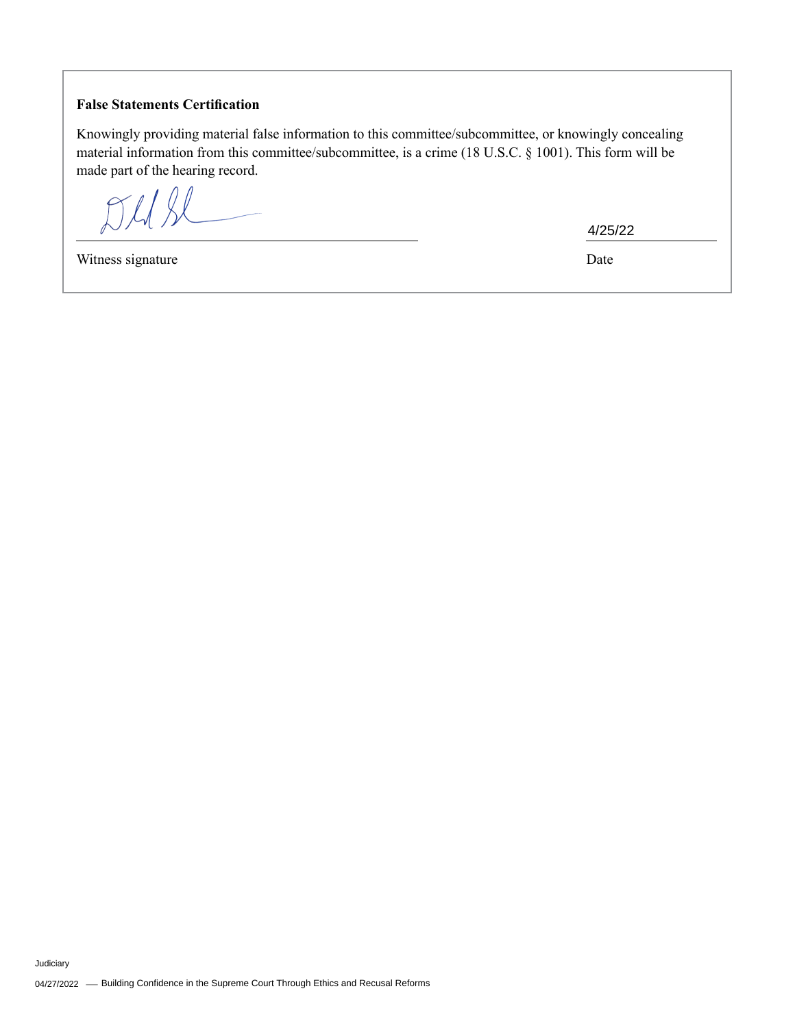**False Statements Certification**

Knowingly providing material false information to this committee/subcommittee, or knowingly concealing material information from this committee/subcommittee, is a crime (18 U.S.C. § 1001). This form will be made part of the hearing record.

Witness signature

4/25/22

Date